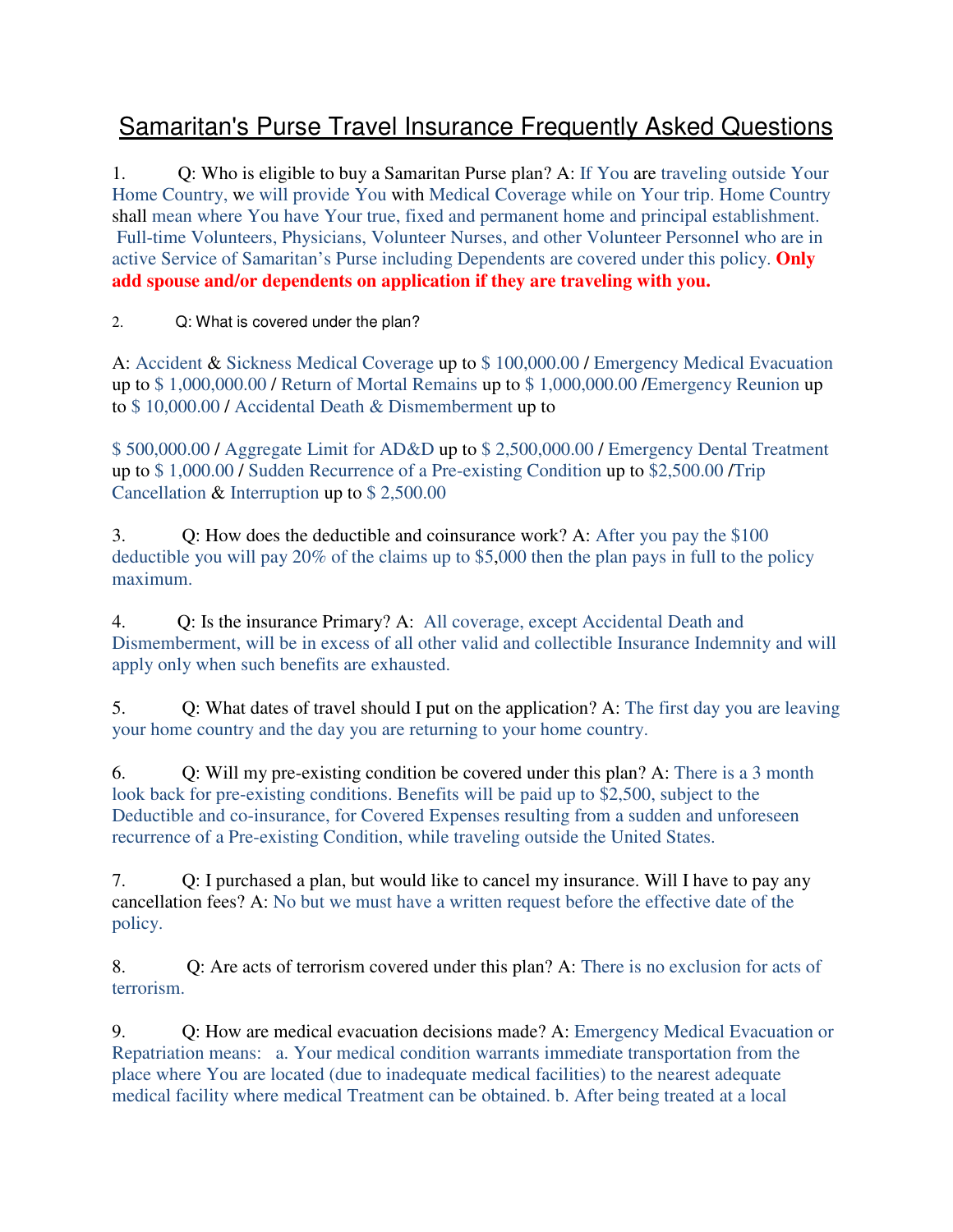# Samaritan's Purse Travel Insurance Frequently Asked Questions

1. Q: Who is eligible to buy a Samaritan Purse plan? A: If You are traveling outside Your Home Country, we will provide You with Medical Coverage while on Your trip. Home Country shall mean where You have Your true, fixed and permanent home and principal establishment. Full-time Volunteers, Physicians, Volunteer Nurses, and other Volunteer Personnel who are in active Service of Samaritan's Purse including Dependents are covered under this policy. **Only add spouse and/or dependents on application if they are traveling with you.**

2. Q: What is covered under the plan?

A: Accident & Sickness Medical Coverage up to $ 100,000.00 / Emergency Medical Evacuation up to $ 1,000,000.00 / Return of Mortal Remains up to $ 1,000,000.00 /Emergency Reunion up to $ 10,000.00 / Accidental Death & Dismemberment up to

$ 500,000.00 / Aggregate Limit for AD&D up to $ 2,500,000.00 / Emergency Dental Treatment up to $ 1,000.00 / Sudden Recurrence of a Pre-existing Condition up to $2,500.00 /Trip Cancellation & Interruption up to $ 2,500.00

3. Q: How does the deductible and coinsurance work? A: After you pay the $100 deductible you will pay 20% of the claims up to $5,000 then the plan pays in full to the policy maximum.

4. Q: Is the insurance Primary? A: All coverage, except Accidental Death and Dismemberment, will be in excess of all other valid and collectible Insurance Indemnity and will apply only when such benefits are exhausted.

5. Q: What dates of travel should I put on the application? A: The first day you are leaving your home country and the day you are returning to your home country.

6. Q: Will my pre-existing condition be covered under this plan? A: There is a 3 month look back for pre-existing conditions. Benefits will be paid up to $2,500, subject to the Deductible and co-insurance, for Covered Expenses resulting from a sudden and unforeseen recurrence of a Pre-existing Condition, while traveling outside the United States.

7. Q: I purchased a plan, but would like to cancel my insurance. Will I have to pay any cancellation fees? A: No but we must have a written request before the effective date of the policy.

8. Q: Are acts of terrorism covered under this plan? A: There is no exclusion for acts of terrorism.

9. Q: How are medical evacuation decisions made? A: Emergency Medical Evacuation or Repatriation means: a. Your medical condition warrants immediate transportation from the place where You are located (due to inadequate medical facilities) to the nearest adequate medical facility where medical Treatment can be obtained. b. After being treated at a local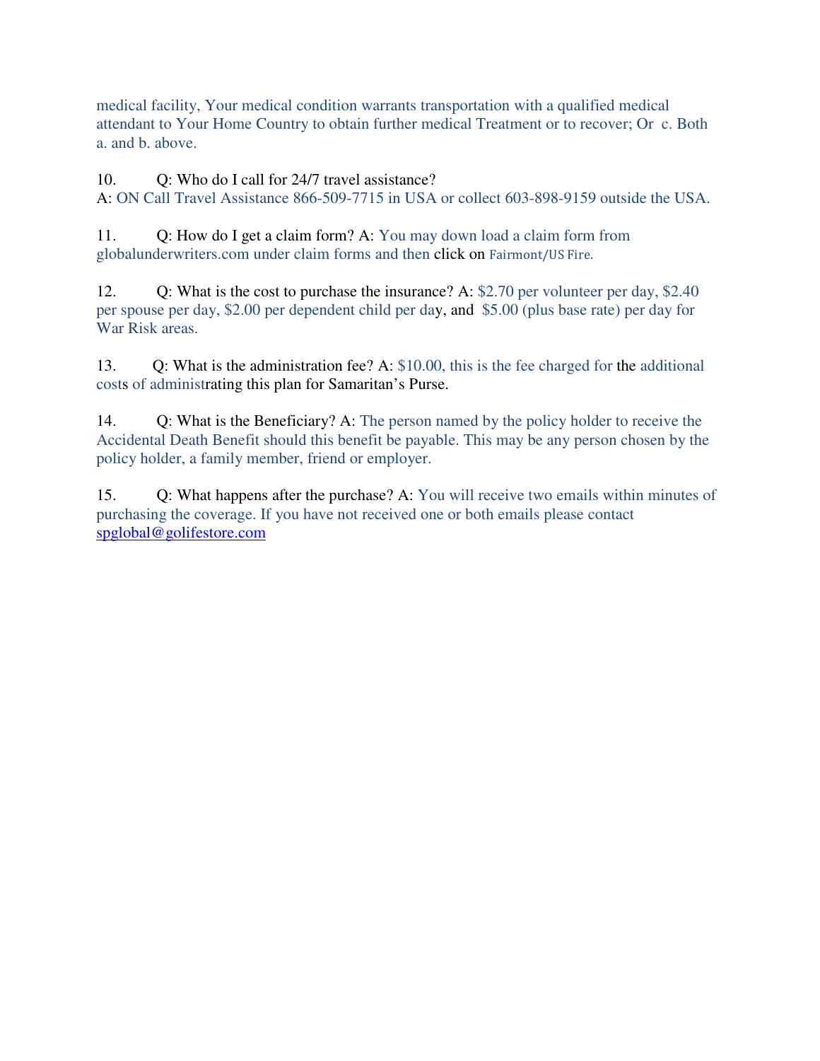medical facility, Your medical condition warrants transportation with a qualified medical attendant to Your Home Country to obtain further medical Treatment or to recover; Or c. Both a. and b. above.

10. Q: Who do I call for 24/7 travel assistance?
A: ON Call Travel Assistance 866-509-7715 in USA or collect 603-898-9159 outside the USA.

11. Q: How do I get a claim form? A: You may down load a claim form from globalunderwriters.com under claim forms and then click on Fairmont/US Fire.

12. Q: What is the cost to purchase the insurance? A: $2.70 per volunteer per day, $2.40 per spouse per day, $2.00 per dependent child per day, and $5.00 (plus base rate) per day for War Risk areas.

13. Q: What is the administration fee? A: $10.00, this is the fee charged for the additional costs of administrating this plan for Samaritan's Purse.

14. Q: What is the Beneficiary? A: The person named by the policy holder to receive the Accidental Death Benefit should this benefit be payable. This may be any person chosen by the policy holder, a family member, friend or employer.

15. Q: What happens after the purchase? A: You will receive two emails within minutes of purchasing the coverage. If you have not received one or both emails please contact spglobal@golifestore.com